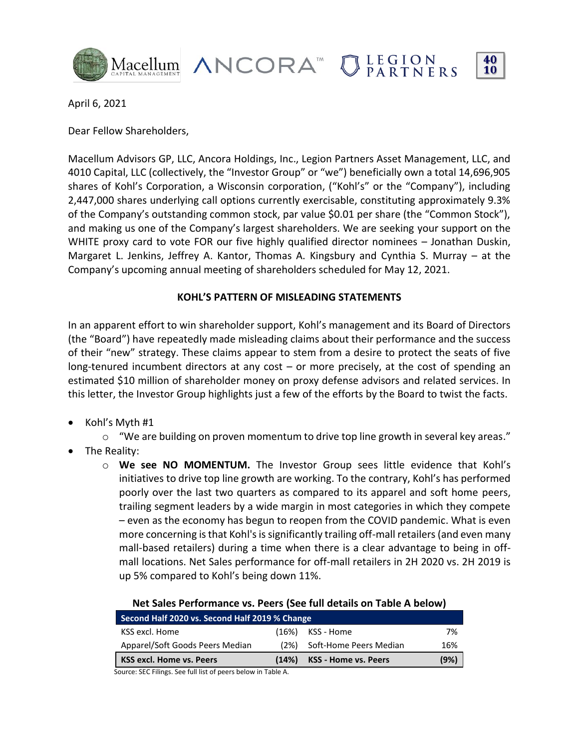April 6, 2021

Dear Fellow Shareholders,

Macellum Advisors GP, LLC, Ancora Holdings, Inc., Legion Partners Asset Management, LLC, and 4010 Capital, LLC (collectively, the "Investor Group" or "we") beneficially own a total 14,696,905 shares of Kohl's Corporation, a Wisconsin corporation, ("Kohl's" or the "Company"), including 2,447,000 shares underlying call options currently exercisable, constituting approximately 9.3% of the Company's outstanding common stock, par value $0.01 per share (the "Common Stock"), and making us one of the Company's largest shareholders. We are seeking your support on the WHITE proxy card to vote FOR our five highly qualified director nominees – Jonathan Duskin, Margaret L. Jenkins, Jeffrey A. Kantor, Thomas A. Kingsbury and Cynthia S. Murray – at the Company's upcoming annual meeting of shareholders scheduled for May 12, 2021.

## KOHL'S PATTERN OF MISLEADING STATEMENTS

In an apparent effort to win shareholder support, Kohl's management and its Board of Directors (the "Board") have repeatedly made misleading claims about their performance and the success of their "new" strategy. These claims appear to stem from a desire to protect the seats of five long-tenured incumbent directors at any cost – or more precisely, at the cost of spending an estimated $10 million of shareholder money on proxy defense advisors and related services. In this letter, the Investor Group highlights just a few of the efforts by the Board to twist the facts.

- Kohl's Myth #1
  - "We are building on proven momentum to drive top line growth in several key areas."
- The Reality:
  - **We see NO MOMENTUM.** The Investor Group sees little evidence that Kohl's initiatives to drive top line growth are working. To the contrary, Kohl's has performed poorly over the last two quarters as compared to its apparel and soft home peers, trailing segment leaders by a wide margin in most categories in which they compete – even as the economy has begun to reopen from the COVID pandemic. What is even more concerning is that Kohl's is significantly trailing off-mall retailers (and even many mall-based retailers) during a time when there is a clear advantage to being in off-mall locations. Net Sales performance for off-mall retailers in 2H 2020 vs. 2H 2019 is up 5% compared to Kohl's being down 11%.

**Net Sales Performance vs. Peers (See full details on Table A below)**

| Second Half 2020 vs. Second Half 2019 % Change | | | |
|---|---|---|---|
| KSS excl. Home | (16%) | KSS - Home | 7% |
| Apparel/Soft Goods Peers Median | (2%) | Soft-Home Peers Median | 16% |
| **KSS excl. Home vs. Peers** | **(14%)** | **KSS - Home vs. Peers** | **(9%)** |

Source: SEC Filings. See full list of peers below in Table A.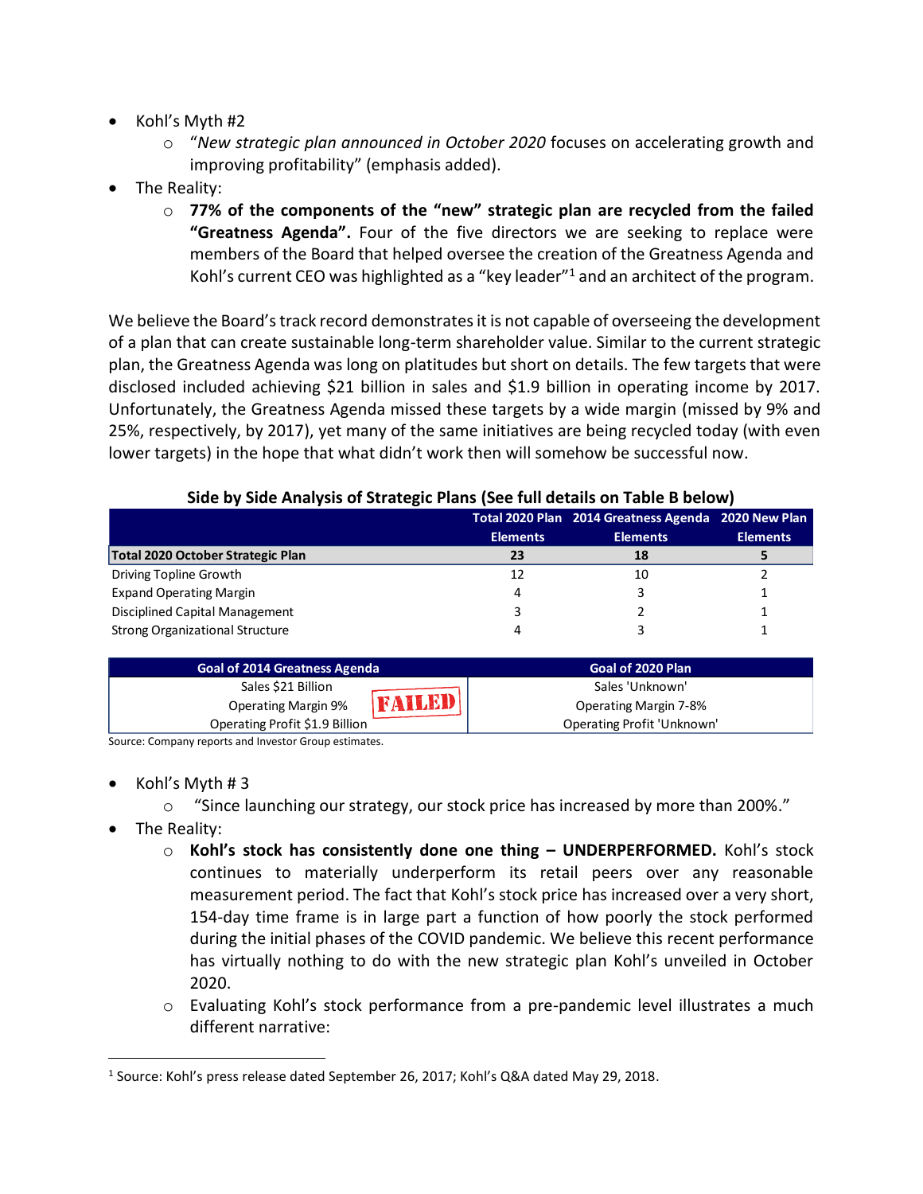- Kohl's Myth #2
  - "*New strategic plan announced in October 2020* focuses on accelerating growth and improving profitability" (emphasis added).
- The Reality:
  - **77% of the components of the "new" strategic plan are recycled from the failed "Greatness Agenda".** Four of the five directors we are seeking to replace were members of the Board that helped oversee the creation of the Greatness Agenda and Kohl's current CEO was highlighted as a "key leader"[1] and an architect of the program.

We believe the Board's track record demonstrates it is not capable of overseeing the development of a plan that can create sustainable long-term shareholder value. Similar to the current strategic plan, the Greatness Agenda was long on platitudes but short on details. The few targets that were disclosed included achieving $21 billion in sales and $1.9 billion in operating income by 2017. Unfortunately, the Greatness Agenda missed these targets by a wide margin (missed by 9% and 25%, respectively, by 2017), yet many of the same initiatives are being recycled today (with even lower targets) in the hope that what didn't work then will somehow be successful now.

**Side by Side Analysis of Strategic Plans (See full details on Table B below)**

| | Total 2020 Plan Elements | 2014 Greatness Agenda Elements | 2020 New Plan Elements |
|---|---|---|---|
| **Total 2020 October Strategic Plan** | **23** | **18** | **5** |
| Driving Topline Growth | 12 | 10 | 2 |
| Expand Operating Margin | 4 | 3 | 1 |
| Disciplined Capital Management | 3 | 2 | 1 |
| Strong Organizational Structure | 4 | 3 | 1 |

| Goal of 2014 Greatness Agenda | Goal of 2020 Plan |
|---|---|
| Sales $21 Billion | Sales 'Unknown' |
| Operating Margin 9% | Operating Margin 7-8% |
| Operating Profit $1.9 Billion | Operating Profit 'Unknown' |

FAILED

Source: Company reports and Investor Group estimates.

- Kohl's Myth # 3
  - "Since launching our strategy, our stock price has increased by more than 200%."
- The Reality:
  - **Kohl's stock has consistently done one thing – UNDERPERFORMED.** Kohl's stock continues to materially underperform its retail peers over any reasonable measurement period. The fact that Kohl's stock price has increased over a very short, 154-day time frame is in large part a function of how poorly the stock performed during the initial phases of the COVID pandemic. We believe this recent performance has virtually nothing to do with the new strategic plan Kohl's unveiled in October 2020.
  - Evaluating Kohl's stock performance from a pre-pandemic level illustrates a much different narrative:

[1] Source: Kohl's press release dated September 26, 2017; Kohl's Q&A dated May 29, 2018.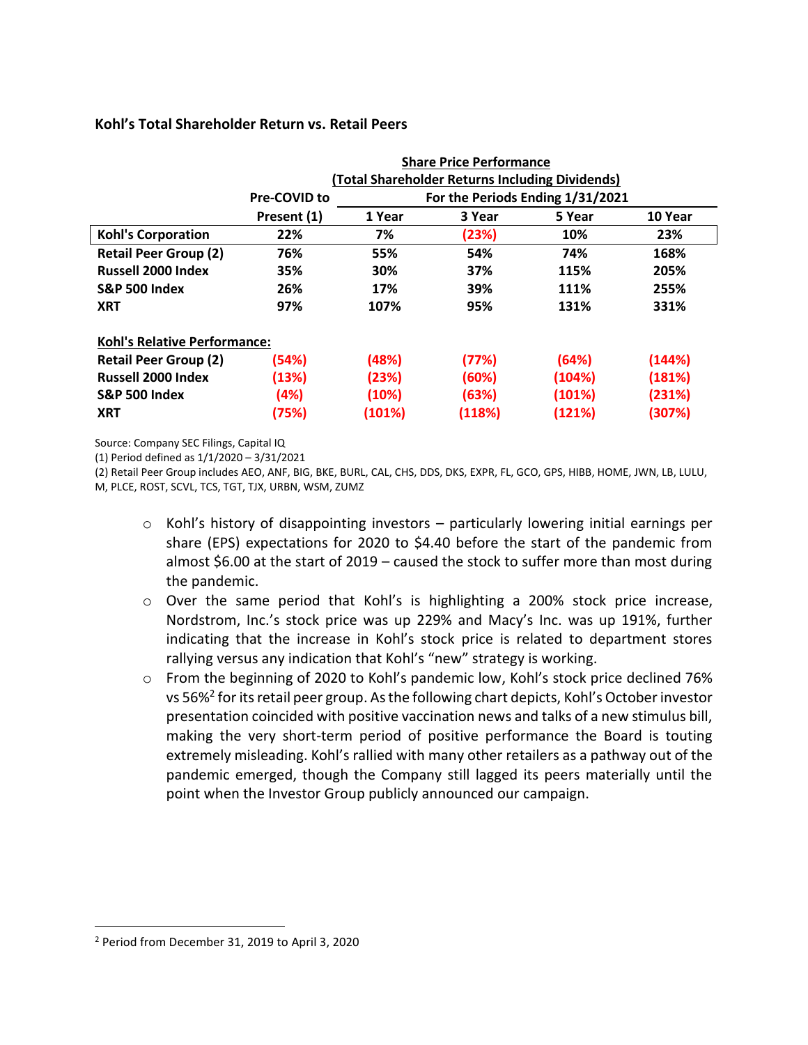**Kohl's Total Shareholder Return vs. Retail Peers**

| | Pre-COVID to Present (1) | Share Price Performance (Total Shareholder Returns Including Dividends) For the Periods Ending 1/31/2021 | | | |
|---|---|---|---|---|---|
| | | 1 Year | 3 Year | 5 Year | 10 Year |
| **Kohl's Corporation** | 22% | 7% | (23%) | 10% | 23% |
| **Retail Peer Group (2)** | 76% | 55% | 54% | 74% | 168% |
| **Russell 2000 Index** | 35% | 30% | 37% | 115% | 205% |
| **S&P 500 Index** | 26% | 17% | 39% | 111% | 255% |
| **XRT** | 97% | 107% | 95% | 131% | 331% |
| **Kohl's Relative Performance:** | | | | | |
| **Retail Peer Group (2)** | (54%) | (48%) | (77%) | (64%) | (144%) |
| **Russell 2000 Index** | (13%) | (23%) | (60%) | (104%) | (181%) |
| **S&P 500 Index** | (4%) | (10%) | (63%) | (101%) | (231%) |
| **XRT** | (75%) | (101%) | (118%) | (121%) | (307%) |

Source: Company SEC Filings, Capital IQ
(1) Period defined as 1/1/2020 – 3/31/2021
(2) Retail Peer Group includes AEO, ANF, BIG, BKE, BURL, CAL, CHS, DDS, DKS, EXPR, FL, GCO, GPS, HIBB, HOME, JWN, LB, LULU, M, PLCE, ROST, SCVL, TCS, TGT, TJX, URBN, WSM, ZUMZ

- Kohl's history of disappointing investors – particularly lowering initial earnings per share (EPS) expectations for 2020 to $4.40 before the start of the pandemic from almost $6.00 at the start of 2019 – caused the stock to suffer more than most during the pandemic.
- Over the same period that Kohl's is highlighting a 200% stock price increase, Nordstrom, Inc.'s stock price was up 229% and Macy's Inc. was up 191%, further indicating that the increase in Kohl's stock price is related to department stores rallying versus any indication that Kohl's "new" strategy is working.
- From the beginning of 2020 to Kohl's pandemic low, Kohl's stock price declined 76% vs 56%[2] for its retail peer group. As the following chart depicts, Kohl's October investor presentation coincided with positive vaccination news and talks of a new stimulus bill, making the very short-term period of positive performance the Board is touting extremely misleading. Kohl's rallied with many other retailers as a pathway out of the pandemic emerged, though the Company still lagged its peers materially until the point when the Investor Group publicly announced our campaign.

[2] Period from December 31, 2019 to April 3, 2020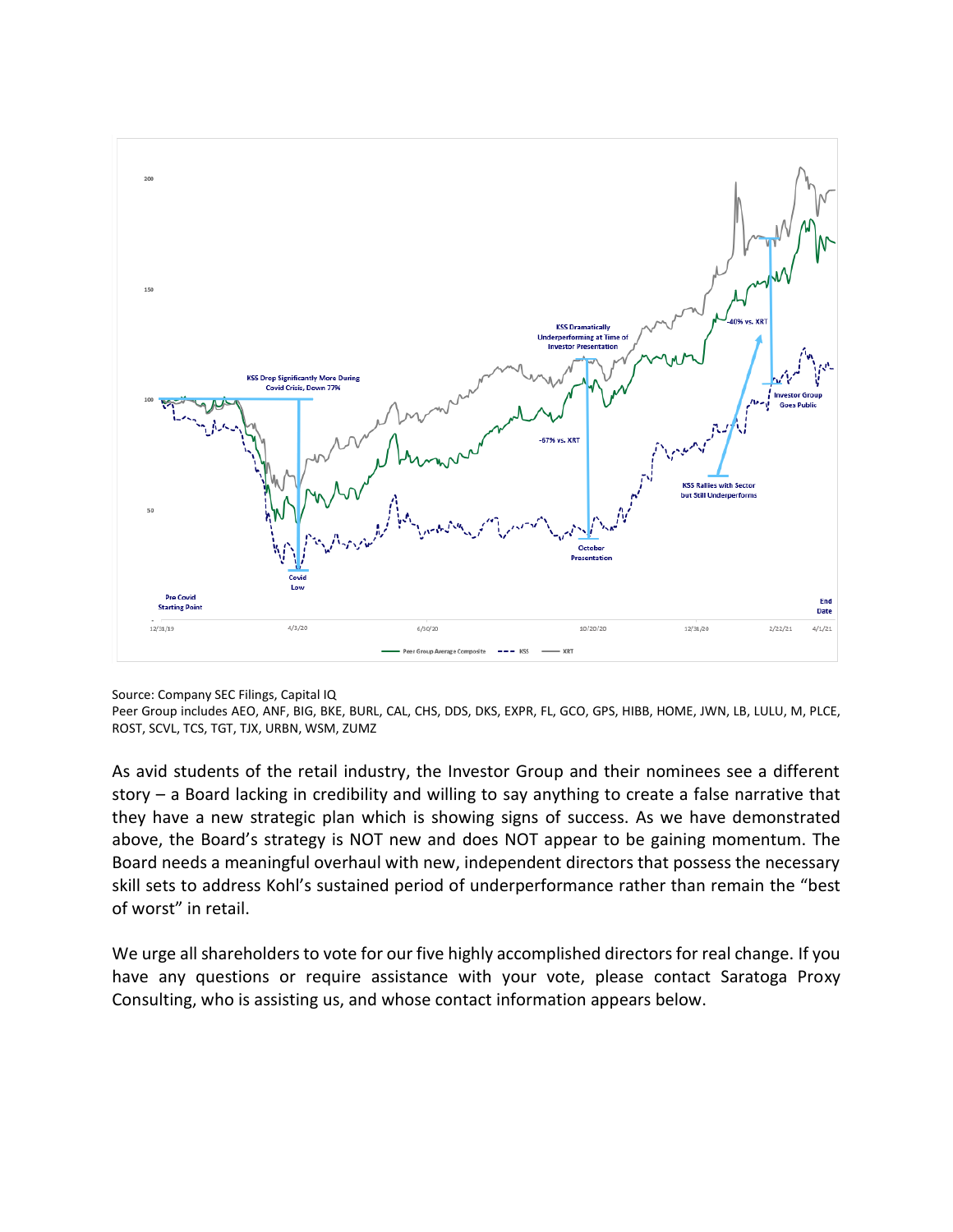200

150

100

50

KSS Drop Significantly More During Covid Crisis, Down 77%

KSS Dramatically Underperforming at Time of Investor Presentation

-67% vs. XRT

-40% vs. XRT

Investor Group Goes Public

KSS Rallies with Sector but Still Underperforms

October Presentation

Covid Low

Pre Covid Starting Point

End Date

12/31/19

4/3/20

6/30/20

10/20/20

12/31/20

2/22/21

4/1/21

Peer Group Average Composite

KSS

XRT

Source: Company SEC Filings, Capital IQ

Peer Group includes AEO, ANF, BIG, BKE, BURL, CAL, CHS, DDS, DKS, EXPR, FL, GCO, GPS, HIBB, HOME, JWN, LB, LULU, M, PLCE, ROST, SCVL, TCS, TGT, TJX, URBN, WSM, ZUMZ

As avid students of the retail industry, the Investor Group and their nominees see a different story – a Board lacking in credibility and willing to say anything to create a false narrative that they have a new strategic plan which is showing signs of success. As we have demonstrated above, the Board's strategy is NOT new and does NOT appear to be gaining momentum. The Board needs a meaningful overhaul with new, independent directors that possess the necessary skill sets to address Kohl's sustained period of underperformance rather than remain the "best of worst" in retail.

We urge all shareholders to vote for our five highly accomplished directors for real change. If you have any questions or require assistance with your vote, please contact Saratoga Proxy Consulting, who is assisting us, and whose contact information appears below.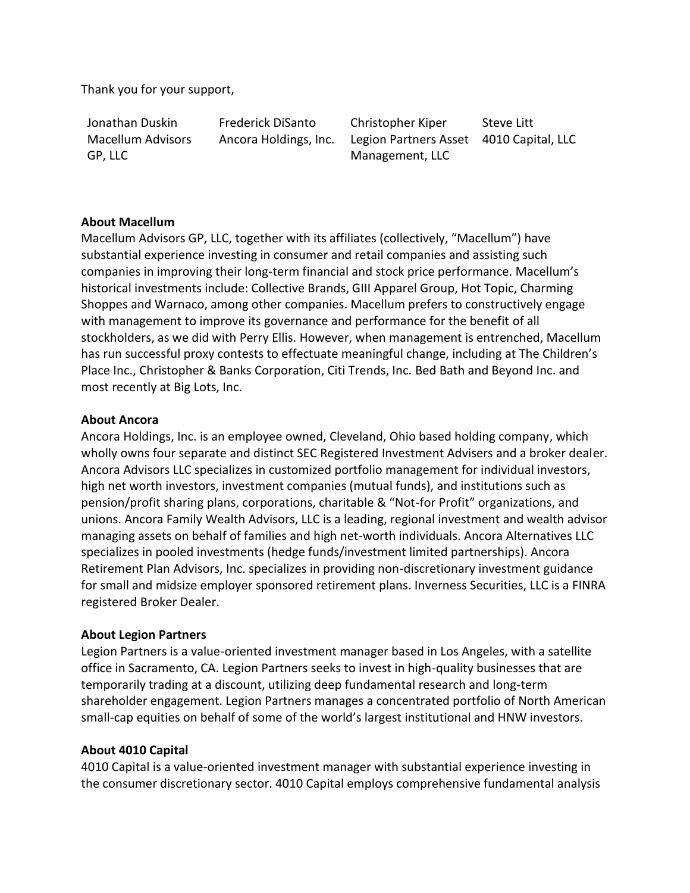Thank you for your support,

| | | | |
|---|---|---|---|
| Jonathan Duskin | Frederick DiSanto | Christopher Kiper | Steve Litt |
| Macellum Advisors GP, LLC | Ancora Holdings, Inc. | Legion Partners Asset Management, LLC | 4010 Capital, LLC |

**About Macellum**

Macellum Advisors GP, LLC, together with its affiliates (collectively, "Macellum") have substantial experience investing in consumer and retail companies and assisting such companies in improving their long-term financial and stock price performance. Macellum's historical investments include: Collective Brands, GIII Apparel Group, Hot Topic, Charming Shoppes and Warnaco, among other companies. Macellum prefers to constructively engage with management to improve its governance and performance for the benefit of all stockholders, as we did with Perry Ellis. However, when management is entrenched, Macellum has run successful proxy contests to effectuate meaningful change, including at The Children's Place Inc., Christopher & Banks Corporation, Citi Trends, Inc. Bed Bath and Beyond Inc. and most recently at Big Lots, Inc.

**About Ancora**

Ancora Holdings, Inc. is an employee owned, Cleveland, Ohio based holding company, which wholly owns four separate and distinct SEC Registered Investment Advisers and a broker dealer. Ancora Advisors LLC specializes in customized portfolio management for individual investors, high net worth investors, investment companies (mutual funds), and institutions such as pension/profit sharing plans, corporations, charitable & "Not-for Profit" organizations, and unions. Ancora Family Wealth Advisors, LLC is a leading, regional investment and wealth advisor managing assets on behalf of families and high net-worth individuals. Ancora Alternatives LLC specializes in pooled investments (hedge funds/investment limited partnerships). Ancora Retirement Plan Advisors, Inc. specializes in providing non-discretionary investment guidance for small and midsize employer sponsored retirement plans. Inverness Securities, LLC is a FINRA registered Broker Dealer.

**About Legion Partners**

Legion Partners is a value-oriented investment manager based in Los Angeles, with a satellite office in Sacramento, CA. Legion Partners seeks to invest in high-quality businesses that are temporarily trading at a discount, utilizing deep fundamental research and long-term shareholder engagement. Legion Partners manages a concentrated portfolio of North American small-cap equities on behalf of some of the world's largest institutional and HNW investors.

**About 4010 Capital**

4010 Capital is a value-oriented investment manager with substantial experience investing in the consumer discretionary sector. 4010 Capital employs comprehensive fundamental analysis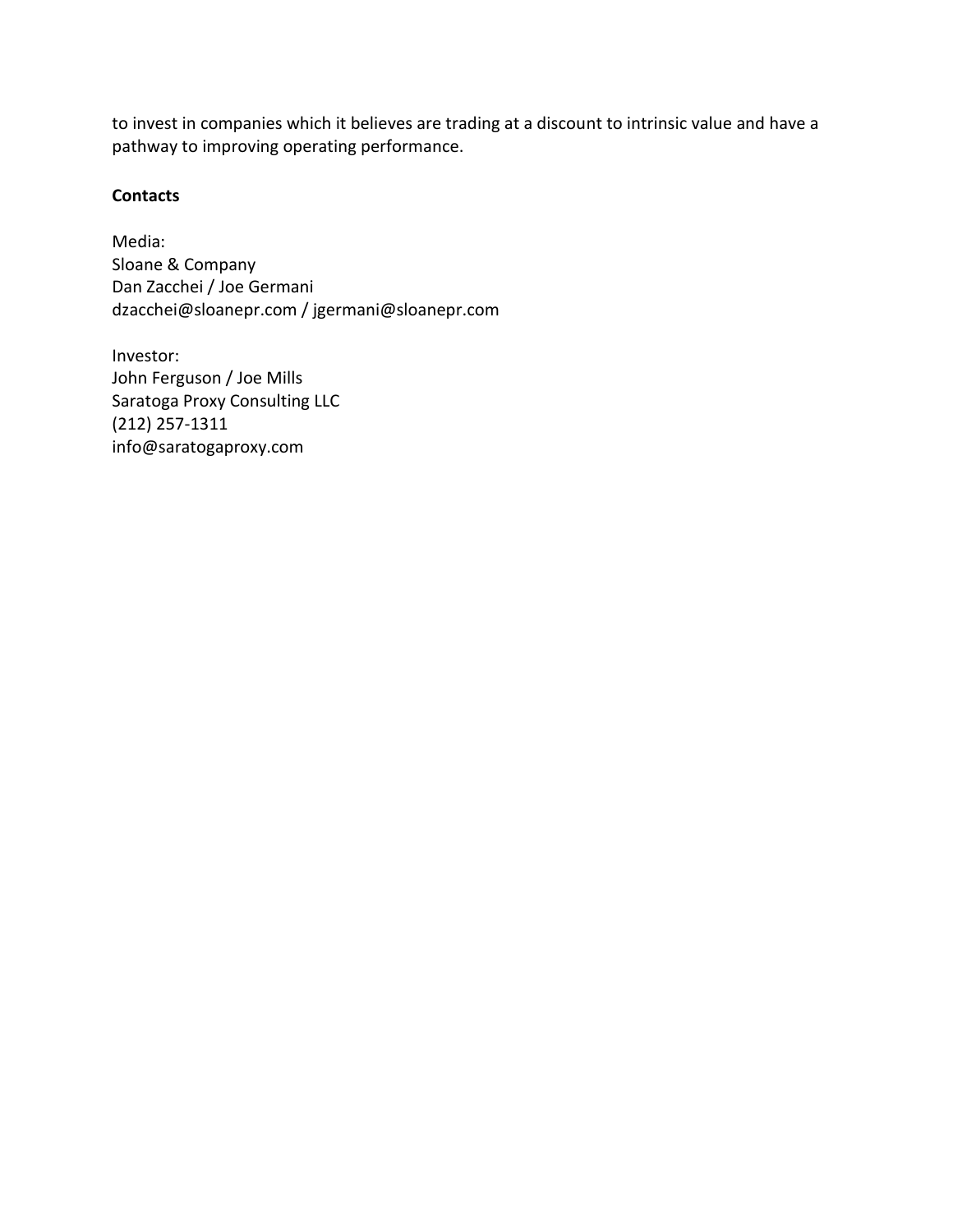to invest in companies which it believes are trading at a discount to intrinsic value and have a pathway to improving operating performance.

**Contacts**

Media:
Sloane & Company
Dan Zacchei / Joe Germani
dzacchei@sloanepr.com / jgermani@sloanepr.com

Investor:
John Ferguson / Joe Mills
Saratoga Proxy Consulting LLC
(212) 257-1311
info@saratogaproxy.com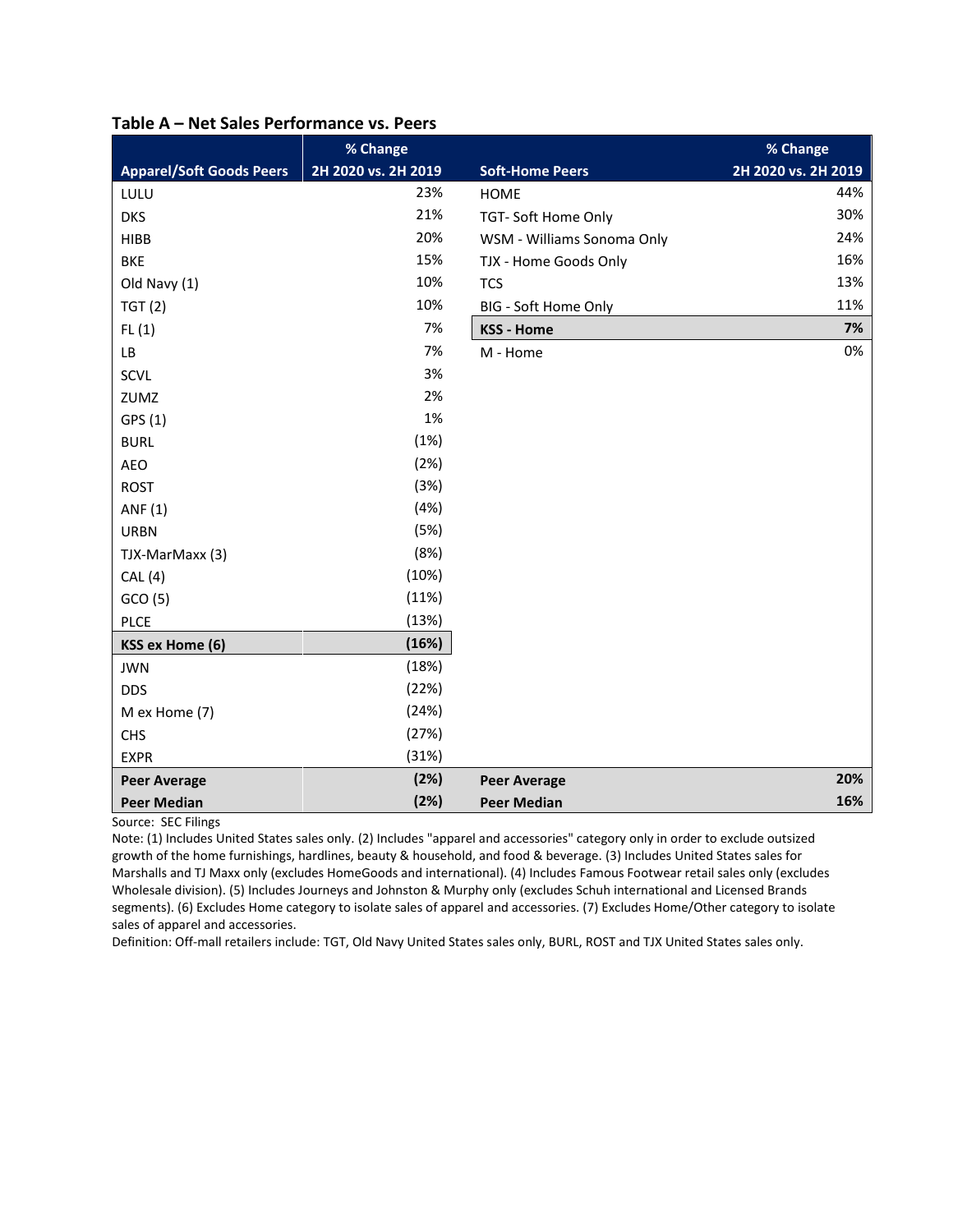## Table A – Net Sales Performance vs. Peers

| Apparel/Soft Goods Peers | % Change 2H 2020 vs. 2H 2019 | Soft-Home Peers | % Change 2H 2020 vs. 2H 2019 |
|---|---|---|---|
| LULU | 23% | HOME | 44% |
| DKS | 21% | TGT- Soft Home Only | 30% |
| HIBB | 20% | WSM - Williams Sonoma Only | 24% |
| BKE | 15% | TJX - Home Goods Only | 16% |
| Old Navy (1) | 10% | TCS | 13% |
| TGT (2) | 10% | BIG - Soft Home Only | 11% |
| FL (1) | 7% | **KSS - Home** | **7%** |
| LB | 7% | M - Home | 0% |
| SCVL | 3% | | |
| ZUMZ | 2% | | |
| GPS (1) | 1% | | |
| BURL | (1%) | | |
| AEO | (2%) | | |
| ROST | (3%) | | |
| ANF (1) | (4%) | | |
| URBN | (5%) | | |
| TJX-MarMaxx (3) | (8%) | | |
| CAL (4) | (10%) | | |
| GCO (5) | (11%) | | |
| PLCE | (13%) | | |
| **KSS ex Home (6)** | **(16%)** | | |
| JWN | (18%) | | |
| DDS | (22%) | | |
| M ex Home (7) | (24%) | | |
| CHS | (27%) | | |
| EXPR | (31%) | | |
| **Peer Average** | **(2%)** | **Peer Average** | **20%** |
| **Peer Median** | **(2%)** | **Peer Median** | **16%** |

Source: SEC Filings

Note: (1) Includes United States sales only. (2) Includes "apparel and accessories" category only in order to exclude outsized growth of the home furnishings, hardlines, beauty & household, and food & beverage. (3) Includes United States sales for Marshalls and TJ Maxx only (excludes HomeGoods and international). (4) Includes Famous Footwear retail sales only (excludes Wholesale division). (5) Includes Journeys and Johnston & Murphy only (excludes Schuh international and Licensed Brands segments). (6) Excludes Home category to isolate sales of apparel and accessories. (7) Excludes Home/Other category to isolate sales of apparel and accessories.

Definition: Off-mall retailers include: TGT, Old Navy United States sales only, BURL, ROST and TJX United States sales only.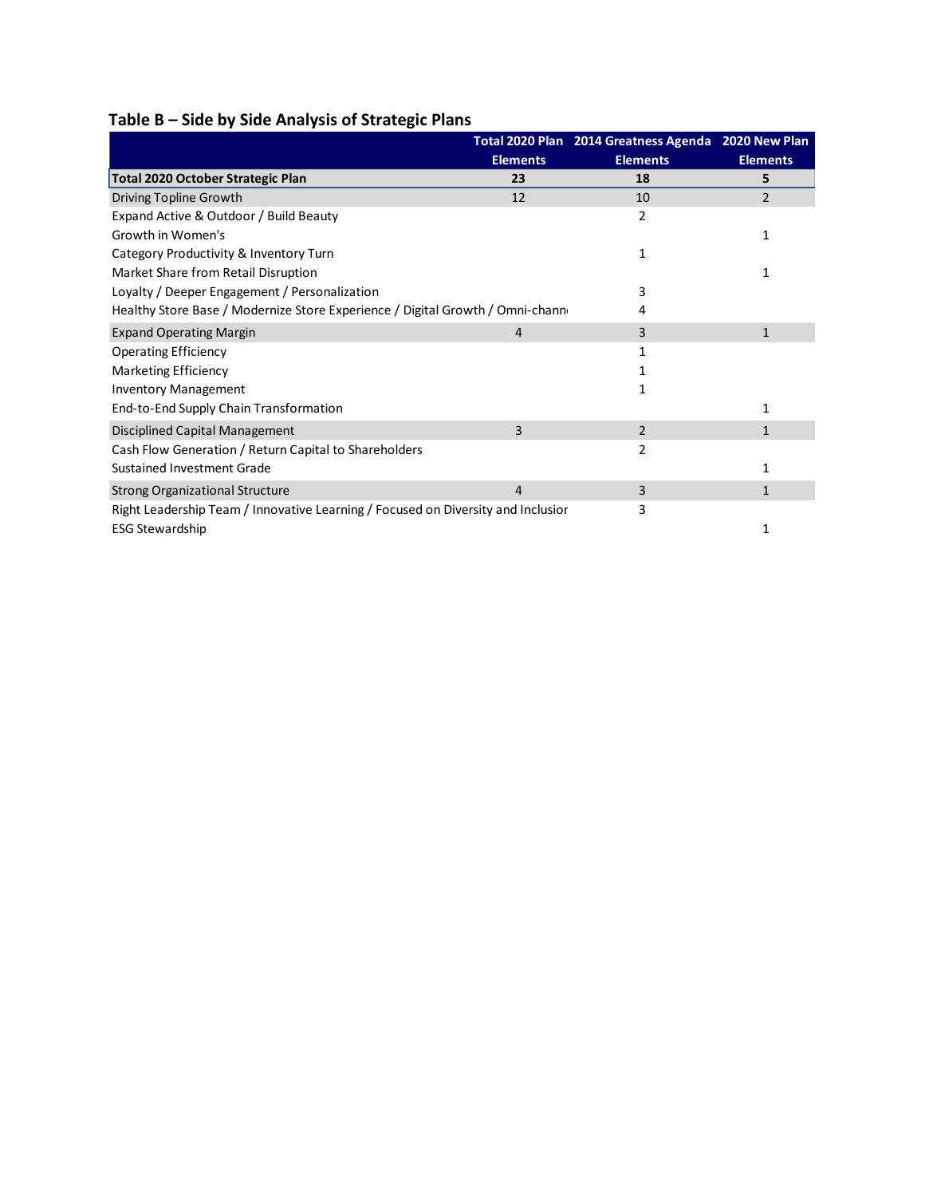## Table B – Side by Side Analysis of Strategic Plans

| | Total 2020 Plan Elements | 2014 Greatness Agenda Elements | 2020 New Plan Elements |
|---|---|---|---|
| **Total 2020 October Strategic Plan** | **23** | **18** | **5** |
| Driving Topline Growth | 12 | 10 | 2 |
| Expand Active & Outdoor / Build Beauty | | 2 | |
| Growth in Women's | | | 1 |
| Category Productivity & Inventory Turn | | 1 | |
| Market Share from Retail Disruption | | | 1 |
| Loyalty / Deeper Engagement / Personalization | | 3 | |
| Healthy Store Base / Modernize Store Experience / Digital Growth / Omni-chann | | 4 | |
| Expand Operating Margin | 4 | 3 | 1 |
| Operating Efficiency | | 1 | |
| Marketing Efficiency | | 1 | |
| Inventory Management | | 1 | |
| End-to-End Supply Chain Transformation | | | 1 |
| Disciplined Capital Management | 3 | 2 | 1 |
| Cash Flow Generation / Return Capital to Shareholders | | 2 | |
| Sustained Investment Grade | | | 1 |
| Strong Organizational Structure | 4 | 3 | 1 |
| Right Leadership Team / Innovative Learning / Focused on Diversity and Inclusior | | 3 | |
| ESG Stewardship | | | 1 |